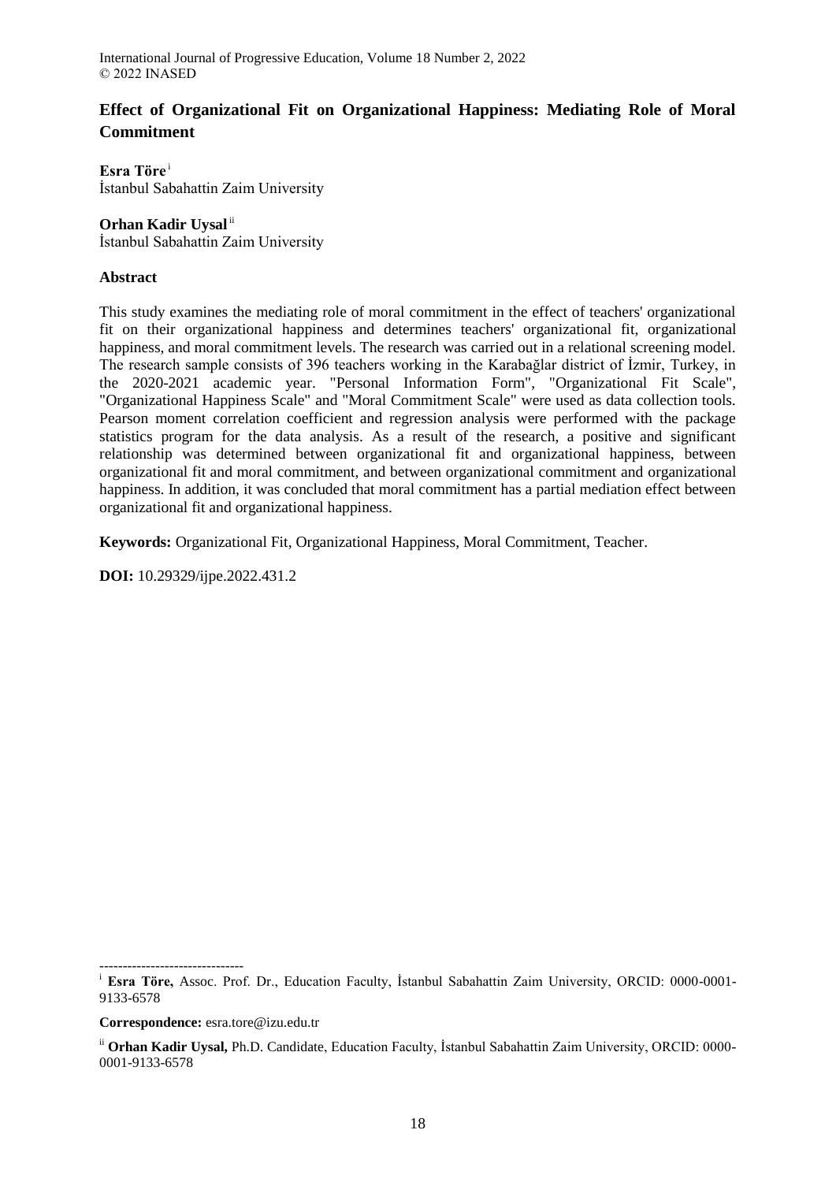# Effect of Organizational Fit on Organizational Happiness: Mediating Role of Moral Commitment

**Esra Töre** [i]
İstanbul Sabahattin Zaim University

**Orhan Kadir Uysal** [ii]
İstanbul Sabahattin Zaim University

## Abstract

This study examines the mediating role of moral commitment in the effect of teachers' organizational fit on their organizational happiness and determines teachers' organizational fit, organizational happiness, and moral commitment levels. The research was carried out in a relational screening model. The research sample consists of 396 teachers working in the Karabağlar district of İzmir, Turkey, in the 2020-2021 academic year. "Personal Information Form", "Organizational Fit Scale", "Organizational Happiness Scale" and "Moral Commitment Scale" were used as data collection tools. Pearson moment correlation coefficient and regression analysis were performed with the package statistics program for the data analysis. As a result of the research, a positive and significant relationship was determined between organizational fit and organizational happiness, between organizational fit and moral commitment, and between organizational commitment and organizational happiness. In addition, it was concluded that moral commitment has a partial mediation effect between organizational fit and organizational happiness.

**Keywords:** Organizational Fit, Organizational Happiness, Moral Commitment, Teacher.

**DOI:** 10.29329/ijpe.2022.431.2

-------------------------------

[i] **Esra Töre,** Assoc. Prof. Dr., Education Faculty, İstanbul Sabahattin Zaim University, ORCID: 0000-0001-9133-6578

**Correspondence:** esra.tore@izu.edu.tr

[ii] **Orhan Kadir Uysal,** Ph.D. Candidate, Education Faculty, İstanbul Sabahattin Zaim University, ORCID: 0000-0001-9133-6578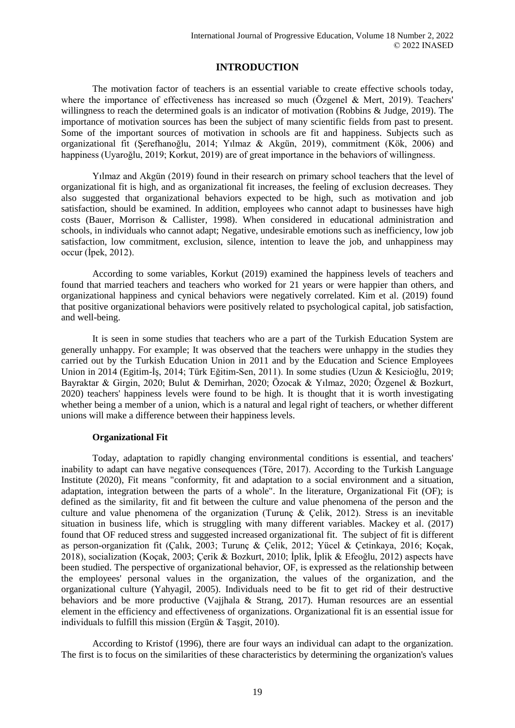## INTRODUCTION

The motivation factor of teachers is an essential variable to create effective schools today, where the importance of effectiveness has increased so much (Özgenel & Mert, 2019). Teachers' willingness to reach the determined goals is an indicator of motivation (Robbins & Judge, 2019). The importance of motivation sources has been the subject of many scientific fields from past to present. Some of the important sources of motivation in schools are fit and happiness. Subjects such as organizational fit (Şerefhanoğlu, 2014; Yılmaz & Akgün, 2019), commitment (Kök, 2006) and happiness (Uyaroğlu, 2019; Korkut, 2019) are of great importance in the behaviors of willingness.

Yılmaz and Akgün (2019) found in their research on primary school teachers that the level of organizational fit is high, and as organizational fit increases, the feeling of exclusion decreases. They also suggested that organizational behaviors expected to be high, such as motivation and job satisfaction, should be examined. In addition, employees who cannot adapt to businesses have high costs (Bauer, Morrison & Callister, 1998). When considered in educational administration and schools, in individuals who cannot adapt; Negative, undesirable emotions such as inefficiency, low job satisfaction, low commitment, exclusion, silence, intention to leave the job, and unhappiness may occur (İpek, 2012).

According to some variables, Korkut (2019) examined the happiness levels of teachers and found that married teachers and teachers who worked for 21 years or were happier than others, and organizational happiness and cynical behaviors were negatively correlated. Kim et al. (2019) found that positive organizational behaviors were positively related to psychological capital, job satisfaction, and well-being.

It is seen in some studies that teachers who are a part of the Turkish Education System are generally unhappy. For example; It was observed that the teachers were unhappy in the studies they carried out by the Turkish Education Union in 2011 and by the Education and Science Employees Union in 2014 (Egitim-İş, 2014; Türk Eğitim-Sen, 2011). In some studies (Uzun & Kesicioğlu, 2019; Bayraktar & Girgin, 2020; Bulut & Demirhan, 2020; Özocak & Yılmaz, 2020; Özgenel & Bozkurt, 2020) teachers' happiness levels were found to be high. It is thought that it is worth investigating whether being a member of a union, which is a natural and legal right of teachers, or whether different unions will make a difference between their happiness levels.

### Organizational Fit

Today, adaptation to rapidly changing environmental conditions is essential, and teachers' inability to adapt can have negative consequences (Töre, 2017). According to the Turkish Language Institute (2020), Fit means "conformity, fit and adaptation to a social environment and a situation, adaptation, integration between the parts of a whole". In the literature, Organizational Fit (OF); is defined as the similarity, fit and fit between the culture and value phenomena of the person and the culture and value phenomena of the organization (Turunç & Çelik, 2012). Stress is an inevitable situation in business life, which is struggling with many different variables. Mackey et al. (2017) found that OF reduced stress and suggested increased organizational fit. The subject of fit is different as person-organization fit (Çalık, 2003; Turunç & Çelik, 2012; Yücel & Çetinkaya, 2016; Koçak, 2018), socialization (Koçak, 2003; Çerik & Bozkurt, 2010; İplik, İplik & Efeoğlu, 2012) aspects have been studied. The perspective of organizational behavior, OF, is expressed as the relationship between the employees' personal values in the organization, the values of the organization, and the organizational culture (Yahyagil, 2005). Individuals need to be fit to get rid of their destructive behaviors and be more productive (Vajjhala & Strang, 2017). Human resources are an essential element in the efficiency and effectiveness of organizations. Organizational fit is an essential issue for individuals to fulfill this mission (Ergün & Taşgit, 2010).

According to Kristof (1996), there are four ways an individual can adapt to the organization. The first is to focus on the similarities of these characteristics by determining the organization's values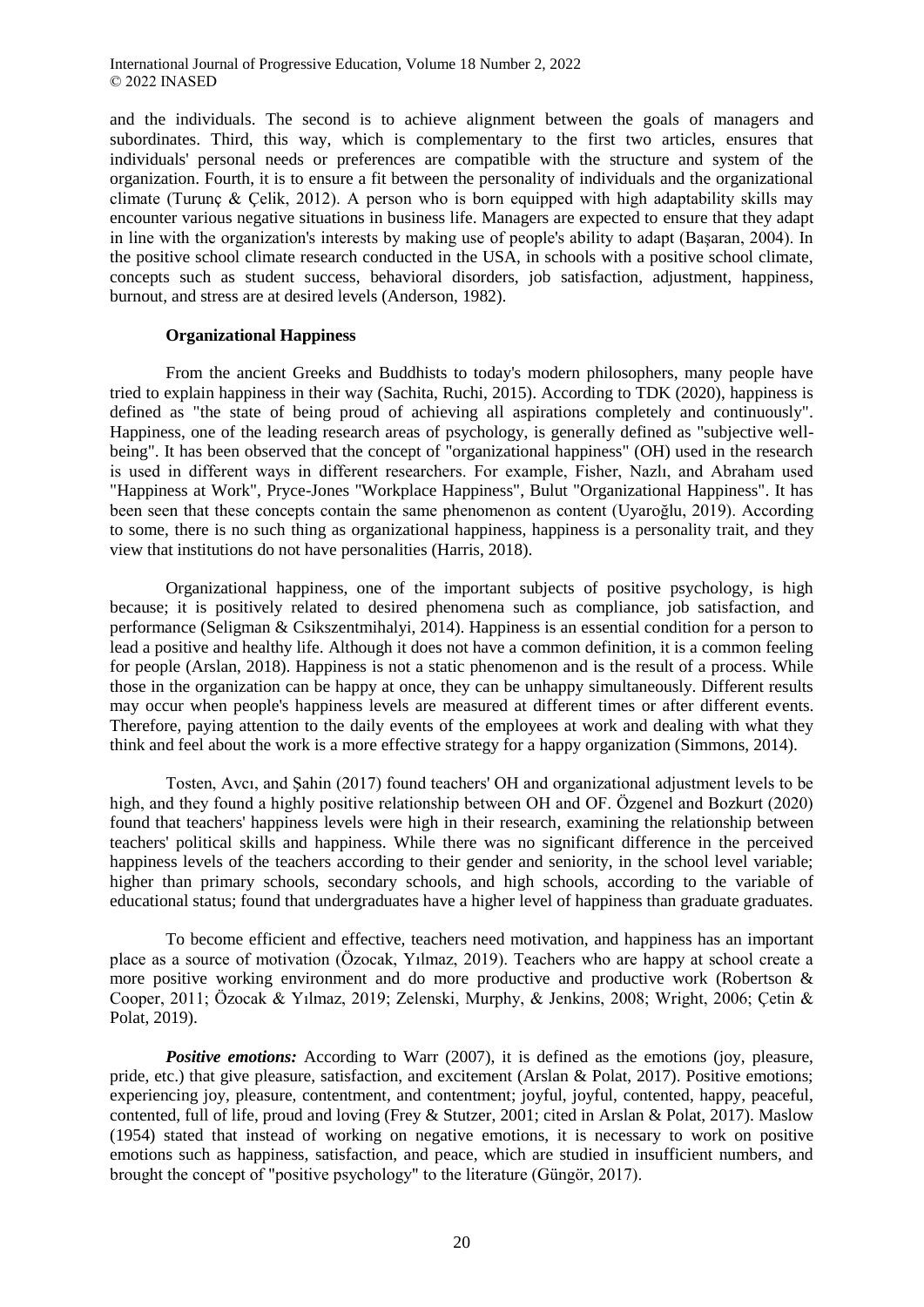and the individuals. The second is to achieve alignment between the goals of managers and subordinates. Third, this way, which is complementary to the first two articles, ensures that individuals' personal needs or preferences are compatible with the structure and system of the organization. Fourth, it is to ensure a fit between the personality of individuals and the organizational climate (Turunç & Çelik, 2012). A person who is born equipped with high adaptability skills may encounter various negative situations in business life. Managers are expected to ensure that they adapt in line with the organization's interests by making use of people's ability to adapt (Başaran, 2004). In the positive school climate research conducted in the USA, in schools with a positive school climate, concepts such as student success, behavioral disorders, job satisfaction, adjustment, happiness, burnout, and stress are at desired levels (Anderson, 1982).

### Organizational Happiness

From the ancient Greeks and Buddhists to today's modern philosophers, many people have tried to explain happiness in their way (Sachita, Ruchi, 2015). According to TDK (2020), happiness is defined as "the state of being proud of achieving all aspirations completely and continuously". Happiness, one of the leading research areas of psychology, is generally defined as "subjective well-being". It has been observed that the concept of "organizational happiness" (OH) used in the research is used in different ways in different researchers. For example, Fisher, Nazlı, and Abraham used "Happiness at Work", Pryce-Jones "Workplace Happiness", Bulut "Organizational Happiness". It has been seen that these concepts contain the same phenomenon as content (Uyaroğlu, 2019). According to some, there is no such thing as organizational happiness, happiness is a personality trait, and they view that institutions do not have personalities (Harris, 2018).

Organizational happiness, one of the important subjects of positive psychology, is high because; it is positively related to desired phenomena such as compliance, job satisfaction, and performance (Seligman & Csikszentmihalyi, 2014). Happiness is an essential condition for a person to lead a positive and healthy life. Although it does not have a common definition, it is a common feeling for people (Arslan, 2018). Happiness is not a static phenomenon and is the result of a process. While those in the organization can be happy at once, they can be unhappy simultaneously. Different results may occur when people's happiness levels are measured at different times or after different events. Therefore, paying attention to the daily events of the employees at work and dealing with what they think and feel about the work is a more effective strategy for a happy organization (Simmons, 2014).

Tosten, Avcı, and Şahin (2017) found teachers' OH and organizational adjustment levels to be high, and they found a highly positive relationship between OH and OF. Özgenel and Bozkurt (2020) found that teachers' happiness levels were high in their research, examining the relationship between teachers' political skills and happiness. While there was no significant difference in the perceived happiness levels of the teachers according to their gender and seniority, in the school level variable; higher than primary schools, secondary schools, and high schools, according to the variable of educational status; found that undergraduates have a higher level of happiness than graduate graduates.

To become efficient and effective, teachers need motivation, and happiness has an important place as a source of motivation (Özocak, Yılmaz, 2019). Teachers who are happy at school create a more positive working environment and do more productive and productive work (Robertson & Cooper, 2011; Özocak & Yılmaz, 2019; Zelenski, Murphy, & Jenkins, 2008; Wright, 2006; Çetin & Polat, 2019).

***Positive emotions:*** According to Warr (2007), it is defined as the emotions (joy, pleasure, pride, etc.) that give pleasure, satisfaction, and excitement (Arslan & Polat, 2017). Positive emotions; experiencing joy, pleasure, contentment, and contentment; joyful, joyful, contented, happy, peaceful, contented, full of life, proud and loving (Frey & Stutzer, 2001; cited in Arslan & Polat, 2017). Maslow (1954) stated that instead of working on negative emotions, it is necessary to work on positive emotions such as happiness, satisfaction, and peace, which are studied in insufficient numbers, and brought the concept of "positive psychology" to the literature (Güngör, 2017).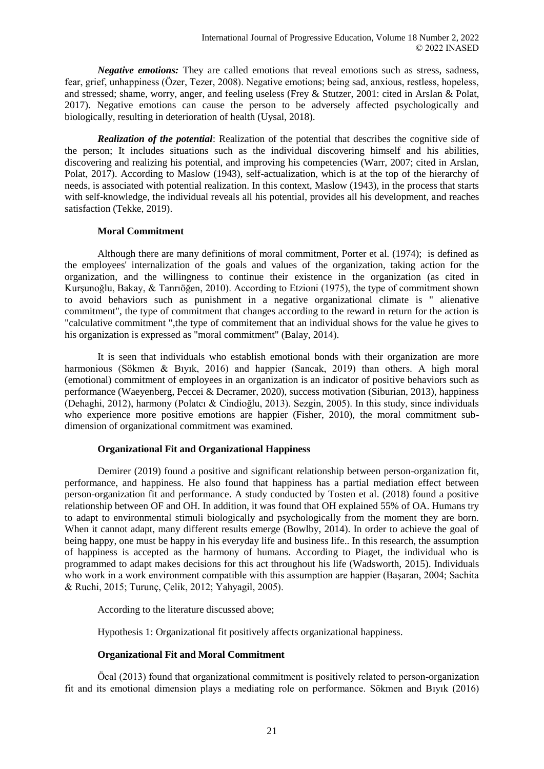***Negative emotions:*** They are called emotions that reveal emotions such as stress, sadness, fear, grief, unhappiness (Özer, Tezer, 2008). Negative emotions; being sad, anxious, restless, hopeless, and stressed; shame, worry, anger, and feeling useless (Frey & Stutzer, 2001: cited in Arslan & Polat, 2017). Negative emotions can cause the person to be adversely affected psychologically and biologically, resulting in deterioration of health (Uysal, 2018).

***Realization of the potential***: Realization of the potential that describes the cognitive side of the person; It includes situations such as the individual discovering himself and his abilities, discovering and realizing his potential, and improving his competencies (Warr, 2007; cited in Arslan, Polat, 2017). According to Maslow (1943), self-actualization, which is at the top of the hierarchy of needs, is associated with potential realization. In this context, Maslow (1943), in the process that starts with self-knowledge, the individual reveals all his potential, provides all his development, and reaches satisfaction (Tekke, 2019).

**Moral Commitment**

Although there are many definitions of moral commitment, Porter et al. (1974); is defined as the employees' internalization of the goals and values of the organization, taking action for the organization, and the willingness to continue their existence in the organization (as cited in Kurşunoğlu, Bakay, & Tanrıöğen, 2010). According to Etzioni (1975), the type of commitment shown to avoid behaviors such as punishment in a negative organizational climate is " alienative commitment", the type of commitment that changes according to the reward in return for the action is "calculative commitment ",the type of commitement that an individual shows for the value he gives to his organization is expressed as "moral commitment" (Balay, 2014).

It is seen that individuals who establish emotional bonds with their organization are more harmonious (Sökmen & Bıyık, 2016) and happier (Sancak, 2019) than others. A high moral (emotional) commitment of employees in an organization is an indicator of positive behaviors such as performance (Waeyenberg, Peccei & Decramer, 2020), success motivation (Siburian, 2013), happiness (Dehaghi, 2012), harmony (Polatcı & Cindioğlu, 2013). Sezgin, 2005). In this study, since individuals who experience more positive emotions are happier (Fisher, 2010), the moral commitment sub-dimension of organizational commitment was examined.

**Organizational Fit and Organizational Happiness**

Demirer (2019) found a positive and significant relationship between person-organization fit, performance, and happiness. He also found that happiness has a partial mediation effect between person-organization fit and performance. A study conducted by Tosten et al. (2018) found a positive relationship between OF and OH. In addition, it was found that OH explained 55% of OA. Humans try to adapt to environmental stimuli biologically and psychologically from the moment they are born. When it cannot adapt, many different results emerge (Bowlby, 2014). In order to achieve the goal of being happy, one must be happy in his everyday life and business life.. In this research, the assumption of happiness is accepted as the harmony of humans. According to Piaget, the individual who is programmed to adapt makes decisions for this act throughout his life (Wadsworth, 2015). Individuals who work in a work environment compatible with this assumption are happier (Başaran, 2004; Sachita & Ruchi, 2015; Turunç, Çelik, 2012; Yahyagil, 2005).

According to the literature discussed above;

Hypothesis 1: Organizational fit positively affects organizational happiness.

**Organizational Fit and Moral Commitment**

Öcal (2013) found that organizational commitment is positively related to person-organization fit and its emotional dimension plays a mediating role on performance. Sökmen and Bıyık (2016)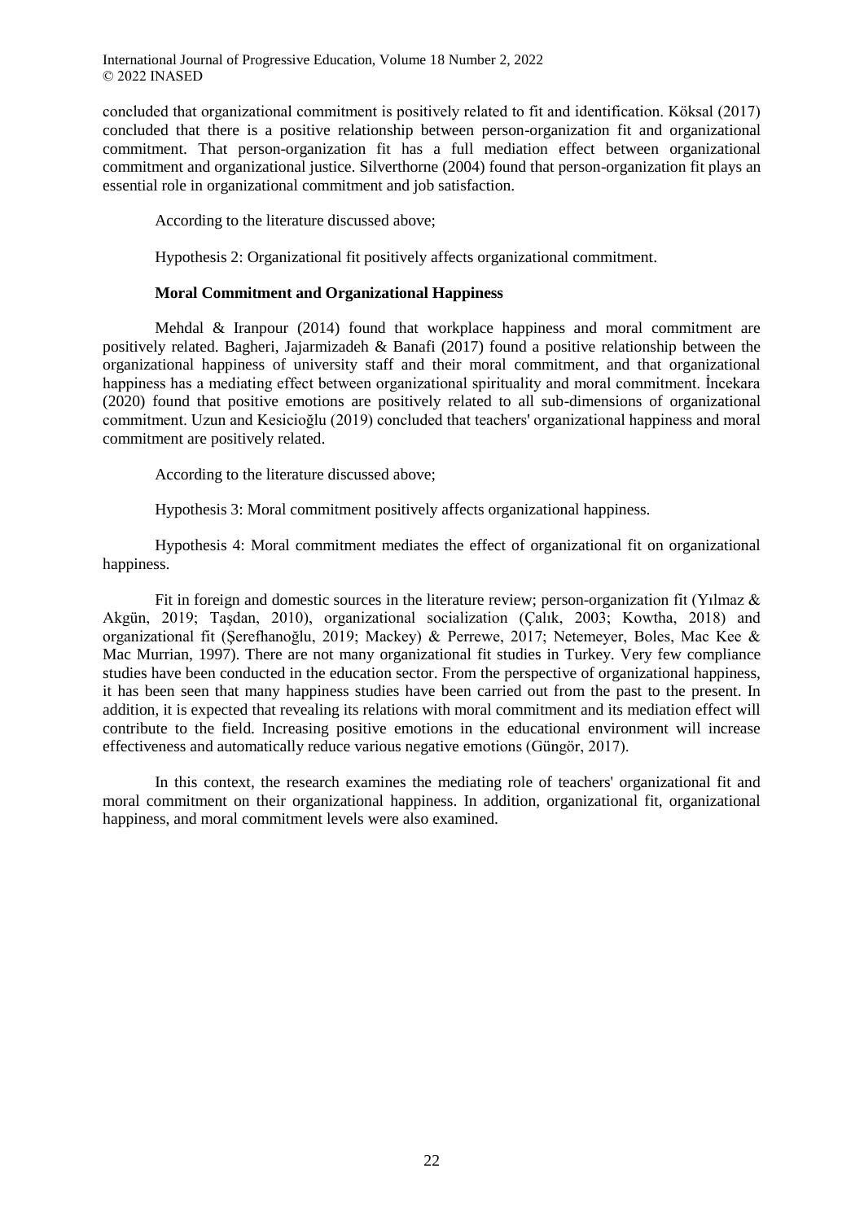concluded that organizational commitment is positively related to fit and identification. Köksal (2017) concluded that there is a positive relationship between person-organization fit and organizational commitment. That person-organization fit has a full mediation effect between organizational commitment and organizational justice. Silverthorne (2004) found that person-organization fit plays an essential role in organizational commitment and job satisfaction.

According to the literature discussed above;

Hypothesis 2: Organizational fit positively affects organizational commitment.

### Moral Commitment and Organizational Happiness

Mehdal & Iranpour (2014) found that workplace happiness and moral commitment are positively related. Bagheri, Jajarmizadeh & Banafi (2017) found a positive relationship between the organizational happiness of university staff and their moral commitment, and that organizational happiness has a mediating effect between organizational spirituality and moral commitment. İncekara (2020) found that positive emotions are positively related to all sub-dimensions of organizational commitment. Uzun and Kesicioğlu (2019) concluded that teachers' organizational happiness and moral commitment are positively related.

According to the literature discussed above;

Hypothesis 3: Moral commitment positively affects organizational happiness.

Hypothesis 4: Moral commitment mediates the effect of organizational fit on organizational happiness.

Fit in foreign and domestic sources in the literature review; person-organization fit (Yılmaz & Akgün, 2019; Taşdan, 2010), organizational socialization (Çalık, 2003; Kowtha, 2018) and organizational fit (Şerefhanoğlu, 2019; Mackey) & Perrewe, 2017; Netemeyer, Boles, Mac Kee & Mac Murrian, 1997). There are not many organizational fit studies in Turkey. Very few compliance studies have been conducted in the education sector. From the perspective of organizational happiness, it has been seen that many happiness studies have been carried out from the past to the present. In addition, it is expected that revealing its relations with moral commitment and its mediation effect will contribute to the field. Increasing positive emotions in the educational environment will increase effectiveness and automatically reduce various negative emotions (Güngör, 2017).

In this context, the research examines the mediating role of teachers' organizational fit and moral commitment on their organizational happiness. In addition, organizational fit, organizational happiness, and moral commitment levels were also examined.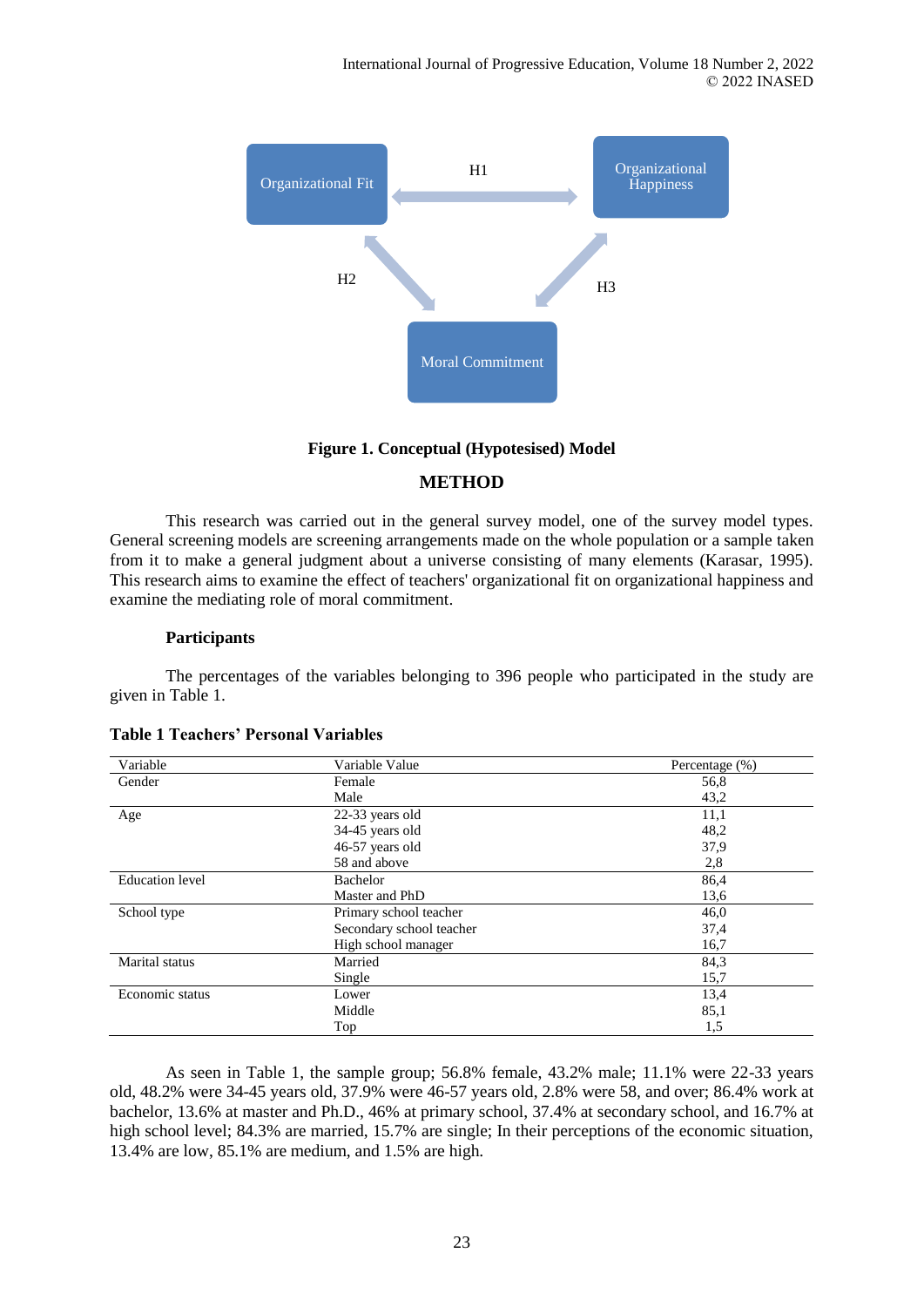**Figure 1. Conceptual (Hypotesised) Model**

## METHOD

This research was carried out in the general survey model, one of the survey model types. General screening models are screening arrangements made on the whole population or a sample taken from it to make a general judgment about a universe consisting of many elements (Karasar, 1995). This research aims to examine the effect of teachers' organizational fit on organizational happiness and examine the mediating role of moral commitment.

### Participants

The percentages of the variables belonging to 396 people who participated in the study are given in Table 1.

**Table 1 Teachers' Personal Variables**

| Variable | Variable Value | Percentage (%) |
|---|---|---|
| Gender | Female | 56,8 |
| | Male | 43,2 |
| Age | 22-33 years old | 11,1 |
| | 34-45 years old | 48,2 |
| | 46-57 years old | 37,9 |
| | 58 and above | 2,8 |
| Education level | Bachelor | 86,4 |
| | Master and PhD | 13,6 |
| School type | Primary school teacher | 46,0 |
| | Secondary school teacher | 37,4 |
| | High school manager | 16,7 |
| Marital status | Married | 84,3 |
| | Single | 15,7 |
| Economic status | Lower | 13,4 |
| | Middle | 85,1 |
| | Top | 1,5 |

As seen in Table 1, the sample group; 56.8% female, 43.2% male; 11.1% were 22-33 years old, 48.2% were 34-45 years old, 37.9% were 46-57 years old, 2.8% were 58, and over; 86.4% work at bachelor, 13.6% at master and Ph.D., 46% at primary school, 37.4% at secondary school, and 16.7% at high school level; 84.3% are married, 15.7% are single; In their perceptions of the economic situation, 13.4% are low, 85.1% are medium, and 1.5% are high.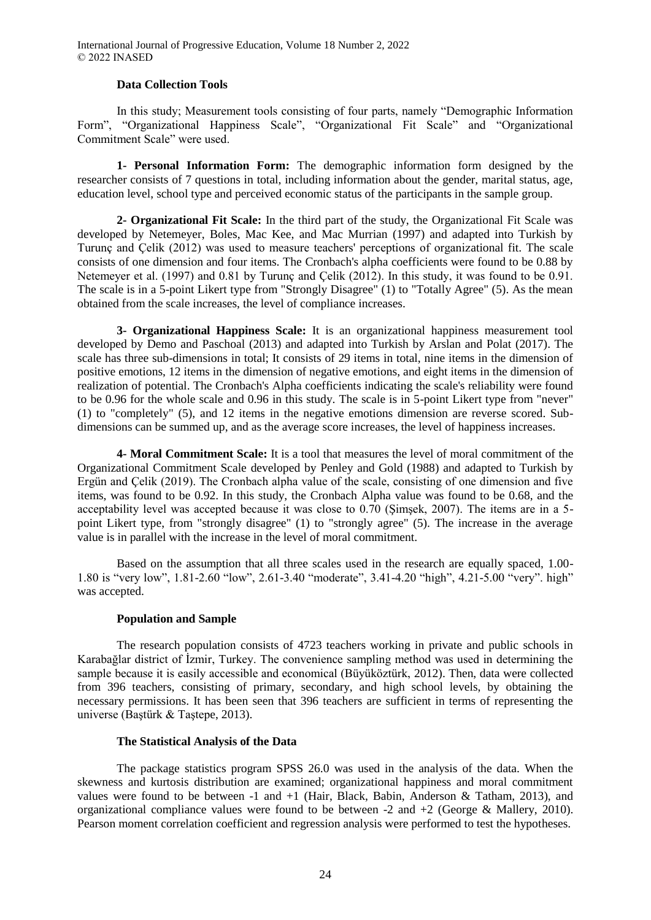### Data Collection Tools

In this study; Measurement tools consisting of four parts, namely "Demographic Information Form", "Organizational Happiness Scale", "Organizational Fit Scale" and "Organizational Commitment Scale" were used.

**1- Personal Information Form:** The demographic information form designed by the researcher consists of 7 questions in total, including information about the gender, marital status, age, education level, school type and perceived economic status of the participants in the sample group.

**2- Organizational Fit Scale:** In the third part of the study, the Organizational Fit Scale was developed by Netemeyer, Boles, Mac Kee, and Mac Murrian (1997) and adapted into Turkish by Turunç and Çelik (2012) was used to measure teachers' perceptions of organizational fit. The scale consists of one dimension and four items. The Cronbach's alpha coefficients were found to be 0.88 by Netemeyer et al. (1997) and 0.81 by Turunç and Çelik (2012). In this study, it was found to be 0.91. The scale is in a 5-point Likert type from "Strongly Disagree" (1) to "Totally Agree" (5). As the mean obtained from the scale increases, the level of compliance increases.

**3- Organizational Happiness Scale:** It is an organizational happiness measurement tool developed by Demo and Paschoal (2013) and adapted into Turkish by Arslan and Polat (2017). The scale has three sub-dimensions in total; It consists of 29 items in total, nine items in the dimension of positive emotions, 12 items in the dimension of negative emotions, and eight items in the dimension of realization of potential. The Cronbach's Alpha coefficients indicating the scale's reliability were found to be 0.96 for the whole scale and 0.96 in this study. The scale is in 5-point Likert type from "never" (1) to "completely" (5), and 12 items in the negative emotions dimension are reverse scored. Sub-dimensions can be summed up, and as the average score increases, the level of happiness increases.

**4- Moral Commitment Scale:** It is a tool that measures the level of moral commitment of the Organizational Commitment Scale developed by Penley and Gold (1988) and adapted to Turkish by Ergün and Çelik (2019). The Cronbach alpha value of the scale, consisting of one dimension and five items, was found to be 0.92. In this study, the Cronbach Alpha value was found to be 0.68, and the acceptability level was accepted because it was close to 0.70 (Şimşek, 2007). The items are in a 5-point Likert type, from "strongly disagree" (1) to "strongly agree" (5). The increase in the average value is in parallel with the increase in the level of moral commitment.

Based on the assumption that all three scales used in the research are equally spaced, 1.00-1.80 is "very low", 1.81-2.60 "low", 2.61-3.40 "moderate", 3.41-4.20 "high", 4.21-5.00 "very". high" was accepted.

### Population and Sample

The research population consists of 4723 teachers working in private and public schools in Karabağlar district of İzmir, Turkey. The convenience sampling method was used in determining the sample because it is easily accessible and economical (Büyüköztürk, 2012). Then, data were collected from 396 teachers, consisting of primary, secondary, and high school levels, by obtaining the necessary permissions. It has been seen that 396 teachers are sufficient in terms of representing the universe (Baştürk & Taştepe, 2013).

### The Statistical Analysis of the Data

The package statistics program SPSS 26.0 was used in the analysis of the data. When the skewness and kurtosis distribution are examined; organizational happiness and moral commitment values were found to be between -1 and +1 (Hair, Black, Babin, Anderson & Tatham, 2013), and organizational compliance values were found to be between -2 and +2 (George & Mallery, 2010). Pearson moment correlation coefficient and regression analysis were performed to test the hypotheses.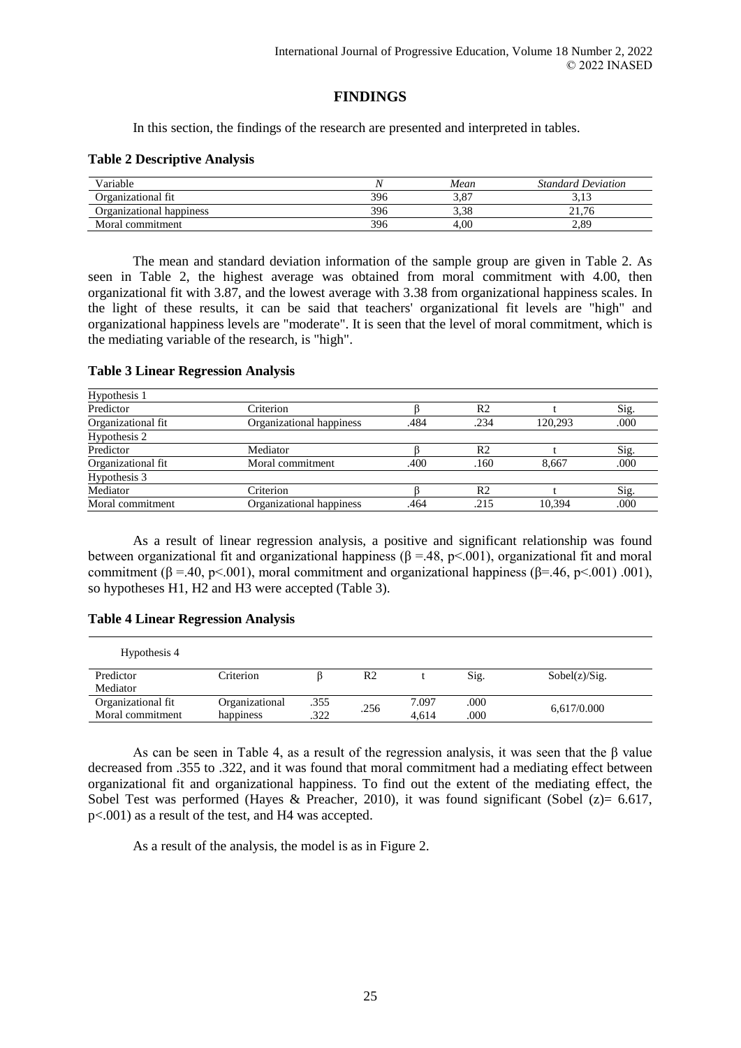## FINDINGS

In this section, the findings of the research are presented and interpreted in tables.

**Table 2 Descriptive Analysis**

| Variable | *N* | *Mean* | *Standard Deviation* |
|---|---|---|---|
| Organizational fit | 396 | 3,87 | 3,13 |
| Organizational happiness | 396 | 3,38 | 21,76 |
| Moral commitment | 396 | 4,00 | 2,89 |

The mean and standard deviation information of the sample group are given in Table 2. As seen in Table 2, the highest average was obtained from moral commitment with 4.00, then organizational fit with 3.87, and the lowest average with 3.38 from organizational happiness scales. In the light of these results, it can be said that teachers' organizational fit levels are "high" and organizational happiness levels are "moderate". It is seen that the level of moral commitment, which is the mediating variable of the research, is "high".

**Table 3 Linear Regression Analysis**

| Hypothesis 1 | | | | | |
|---|---|---|---|---|---|
| Predictor | Criterion | β | R2 | t | Sig. |
| Organizational fit | Organizational happiness | .484 | .234 | 120,293 | .000 |
| Hypothesis 2 | | | | | |
| Predictor | Mediator | β | R2 | t | Sig. |
| Organizational fit | Moral commitment | .400 | .160 | 8,667 | .000 |
| Hypothesis 3 | | | | | |
| Mediator | Criterion | β | R2 | t | Sig. |
| Moral commitment | Organizational happiness | .464 | .215 | 10,394 | .000 |

As a result of linear regression analysis, a positive and significant relationship was found between organizational fit and organizational happiness ($\beta$ =.48, $p$<.001), organizational fit and moral commitment ($\beta$ =.40, $p$<.001), moral commitment and organizational happiness ($\beta$=.46, $p$<.001) .001), so hypotheses H1, H2 and H3 were accepted (Table 3).

**Table 4 Linear Regression Analysis**

| Hypothesis 4 | | | | | | |
|---|---|---|---|---|---|---|
| Predictor<br>Mediator | Criterion | β | R2 | t | Sig. | Sobel(z)/Sig. |
| Organizational fit<br>Moral commitment | Organizational happiness | .355<br>.322 | .256 | 7.097<br>4,614 | .000<br>.000 | 6,617/0.000 |

As can be seen in Table 4, as a result of the regression analysis, it was seen that the $\beta$ value decreased from .355 to .322, and it was found that moral commitment had a mediating effect between organizational fit and organizational happiness. To find out the extent of the mediating effect, the Sobel Test was performed (Hayes & Preacher, 2010), it was found significant (Sobel (z)= 6.617, $p$<.001) as a result of the test, and H4 was accepted.

As a result of the analysis, the model is as in Figure 2.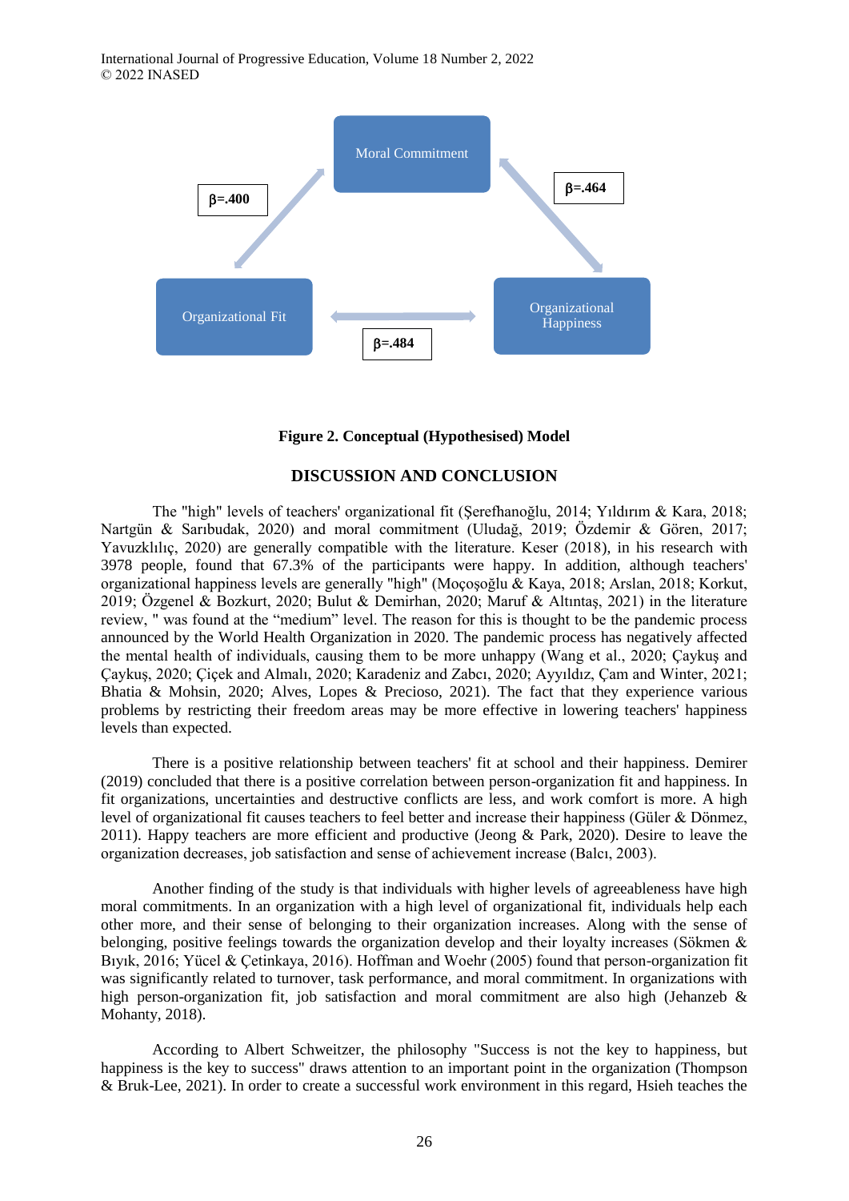Moral Commitment

β=.400

β=.464

Organizational Fit

Organizational Happiness

β=.484

**Figure 2. Conceptual (Hypothesised) Model**

## DISCUSSION AND CONCLUSION

The "high" levels of teachers' organizational fit (Şerefhanoğlu, 2014; Yıldırım & Kara, 2018; Nartgün & Sarıbudak, 2020) and moral commitment (Uludağ, 2019; Özdemir & Gören, 2017; Yavuzklılıç, 2020) are generally compatible with the literature. Keser (2018), in his research with 3978 people, found that 67.3% of the participants were happy. In addition, although teachers' organizational happiness levels are generally "high" (Moçoşoğlu & Kaya, 2018; Arslan, 2018; Korkut, 2019; Özgenel & Bozkurt, 2020; Bulut & Demirhan, 2020; Maruf & Altıntaş, 2021) in the literature review, " was found at the "medium" level. The reason for this is thought to be the pandemic process announced by the World Health Organization in 2020. The pandemic process has negatively affected the mental health of individuals, causing them to be more unhappy (Wang et al., 2020; Çaykuş and Çaykuş, 2020; Çiçek and Almalı, 2020; Karadeniz and Zabcı, 2020; Ayyıldız, Çam and Winter, 2021; Bhatia & Mohsin, 2020; Alves, Lopes & Precioso, 2021). The fact that they experience various problems by restricting their freedom areas may be more effective in lowering teachers' happiness levels than expected.

There is a positive relationship between teachers' fit at school and their happiness. Demirer (2019) concluded that there is a positive correlation between person-organization fit and happiness. In fit organizations, uncertainties and destructive conflicts are less, and work comfort is more. A high level of organizational fit causes teachers to feel better and increase their happiness (Güler & Dönmez, 2011). Happy teachers are more efficient and productive (Jeong & Park, 2020). Desire to leave the organization decreases, job satisfaction and sense of achievement increase (Balcı, 2003).

Another finding of the study is that individuals with higher levels of agreeableness have high moral commitments. In an organization with a high level of organizational fit, individuals help each other more, and their sense of belonging to their organization increases. Along with the sense of belonging, positive feelings towards the organization develop and their loyalty increases (Sökmen & Bıyık, 2016; Yücel & Çetinkaya, 2016). Hoffman and Woehr (2005) found that person-organization fit was significantly related to turnover, task performance, and moral commitment. In organizations with high person-organization fit, job satisfaction and moral commitment are also high (Jehanzeb & Mohanty, 2018).

According to Albert Schweitzer, the philosophy "Success is not the key to happiness, but happiness is the key to success" draws attention to an important point in the organization (Thompson & Bruk-Lee, 2021). In order to create a successful work environment in this regard, Hsieh teaches the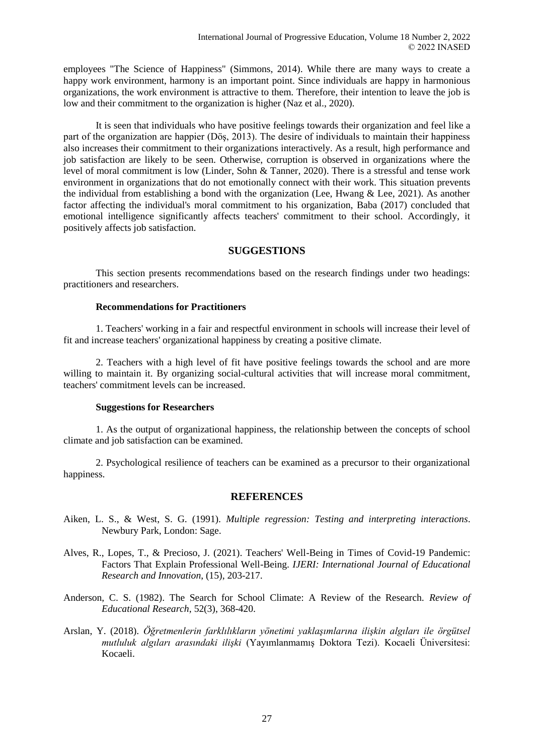employees "The Science of Happiness" (Simmons, 2014). While there are many ways to create a happy work environment, harmony is an important point. Since individuals are happy in harmonious organizations, the work environment is attractive to them. Therefore, their intention to leave the job is low and their commitment to the organization is higher (Naz et al., 2020).

It is seen that individuals who have positive feelings towards their organization and feel like a part of the organization are happier (Döş, 2013). The desire of individuals to maintain their happiness also increases their commitment to their organizations interactively. As a result, high performance and job satisfaction are likely to be seen. Otherwise, corruption is observed in organizations where the level of moral commitment is low (Linder, Sohn & Tanner, 2020). There is a stressful and tense work environment in organizations that do not emotionally connect with their work. This situation prevents the individual from establishing a bond with the organization (Lee, Hwang & Lee, 2021). As another factor affecting the individual's moral commitment to his organization, Baba (2017) concluded that emotional intelligence significantly affects teachers' commitment to their school. Accordingly, it positively affects job satisfaction.

## SUGGESTIONS

This section presents recommendations based on the research findings under two headings: practitioners and researchers.

### Recommendations for Practitioners

1. Teachers' working in a fair and respectful environment in schools will increase their level of fit and increase teachers' organizational happiness by creating a positive climate.

2. Teachers with a high level of fit have positive feelings towards the school and are more willing to maintain it. By organizing social-cultural activities that will increase moral commitment, teachers' commitment levels can be increased.

### Suggestions for Researchers

1. As the output of organizational happiness, the relationship between the concepts of school climate and job satisfaction can be examined.

2. Psychological resilience of teachers can be examined as a precursor to their organizational happiness.

## REFERENCES

Aiken, L. S., & West, S. G. (1991). *Multiple regression: Testing and interpreting interactions*. Newbury Park, London: Sage.

Alves, R., Lopes, T., & Precioso, J. (2021). Teachers' Well-Being in Times of Covid-19 Pandemic: Factors That Explain Professional Well-Being. *IJERI: International Journal of Educational Research and Innovation*, (15), 203-217.

Anderson, C. S. (1982). The Search for School Climate: A Review of the Research. *Review of Educational Research*, 52(3), 368-420.

Arslan, Y. (2018). *Öğretmenlerin farklılıkların yönetimi yaklaşımlarına ilişkin algıları ile örgütsel mutluluk algıları arasındaki ilişki* (Yayımlanmamış Doktora Tezi). Kocaeli Üniversitesi: Kocaeli.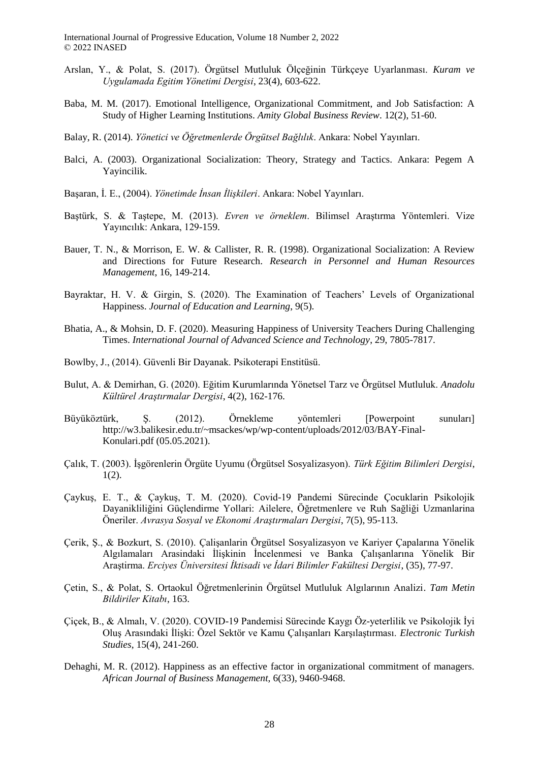Arslan, Y., & Polat, S. (2017). Örgütsel Mutluluk Ölçeğinin Türkçeye Uyarlanması. *Kuram ve Uygulamada Egitim Yönetimi Dergisi*, 23(4), 603-622.

Baba, M. M. (2017). Emotional Intelligence, Organizational Commitment, and Job Satisfaction: A Study of Higher Learning Institutions. *Amity Global Business Review*. 12(2), 51-60.

Balay, R. (2014). *Yönetici ve Öğretmenlerde Örgütsel Bağlılık*. Ankara: Nobel Yayınları.

Balci, A. (2003). Organizational Socialization: Theory, Strategy and Tactics. Ankara: Pegem A Yayincilik.

Başaran, İ. E., (2004). *Yönetimde İnsan İlişkileri*. Ankara: Nobel Yayınları.

Baştürk, S. & Taştepe, M. (2013). *Evren ve örneklem*. Bilimsel Araştırma Yöntemleri. Vize Yayıncılık: Ankara, 129-159.

Bauer, T. N., & Morrison, E. W. & Callister, R. R. (1998). Organizational Socialization: A Review and Directions for Future Research. *Research in Personnel and Human Resources Management*, 16, 149-214.

Bayraktar, H. V. & Girgin, S. (2020). The Examination of Teachers' Levels of Organizational Happiness. *Journal of Education and Learning*, 9(5).

Bhatia, A., & Mohsin, D. F. (2020). Measuring Happiness of University Teachers During Challenging Times. *International Journal of Advanced Science and Technology*, 29, 7805-7817.

Bowlby, J., (2014). Güvenli Bir Dayanak. Psikoterapi Enstitüsü.

Bulut, A. & Demirhan, G. (2020). Eğitim Kurumlarında Yönetsel Tarz ve Örgütsel Mutluluk. *Anadolu Kültürel Araştırmalar Dergisi*, 4(2), 162-176.

Büyüköztürk, Ş. (2012). Örnekleme yöntemleri [Powerpoint sunuları] http://w3.balikesir.edu.tr/~msackes/wp/wp-content/uploads/2012/03/BAY-Final-Konulari.pdf (05.05.2021).

Çalık, T. (2003). İşgörenlerin Örgüte Uyumu (Örgütsel Sosyalizasyon). *Türk Eğitim Bilimleri Dergisi*, 1(2).

Çaykuş, E. T., & Çaykuş, T. M. (2020). Covid-19 Pandemi Sürecinde Çocuklarin Psikolojik Dayanikliliğini Güçlendirme Yollari: Ailelere, Öğretmenlere ve Ruh Sağliği Uzmanlarina Öneriler. *Avrasya Sosyal ve Ekonomi Araştırmaları Dergisi*, 7(5), 95-113.

Çerik, Ş., & Bozkurt, S. (2010). Çalişanlarin Örgütsel Sosyalizasyon ve Kariyer Çapalarına Yönelik Algılamaları Arasindaki İlişkinin İncelenmesi ve Banka Çalışanlarına Yönelik Bir Araştirma. *Erciyes Üniversitesi İktisadi ve İdari Bilimler Fakültesi Dergisi*, (35), 77-97.

Çetin, S., & Polat, S. Ortaokul Öğretmenlerinin Örgütsel Mutluluk Algılarının Analizi. *Tam Metin Bildiriler Kitabı*, 163.

Çiçek, B., & Almalı, V. (2020). COVID-19 Pandemisi Sürecinde Kaygı Öz-yeterlilik ve Psikolojik İyi Oluş Arasındaki İlişki: Özel Sektör ve Kamu Çalışanları Karşılaştırması. *Electronic Turkish Studies*, 15(4), 241-260.

Dehaghi, M. R. (2012). Happiness as an effective factor in organizational commitment of managers. *African Journal of Business Management*, 6(33), 9460-9468.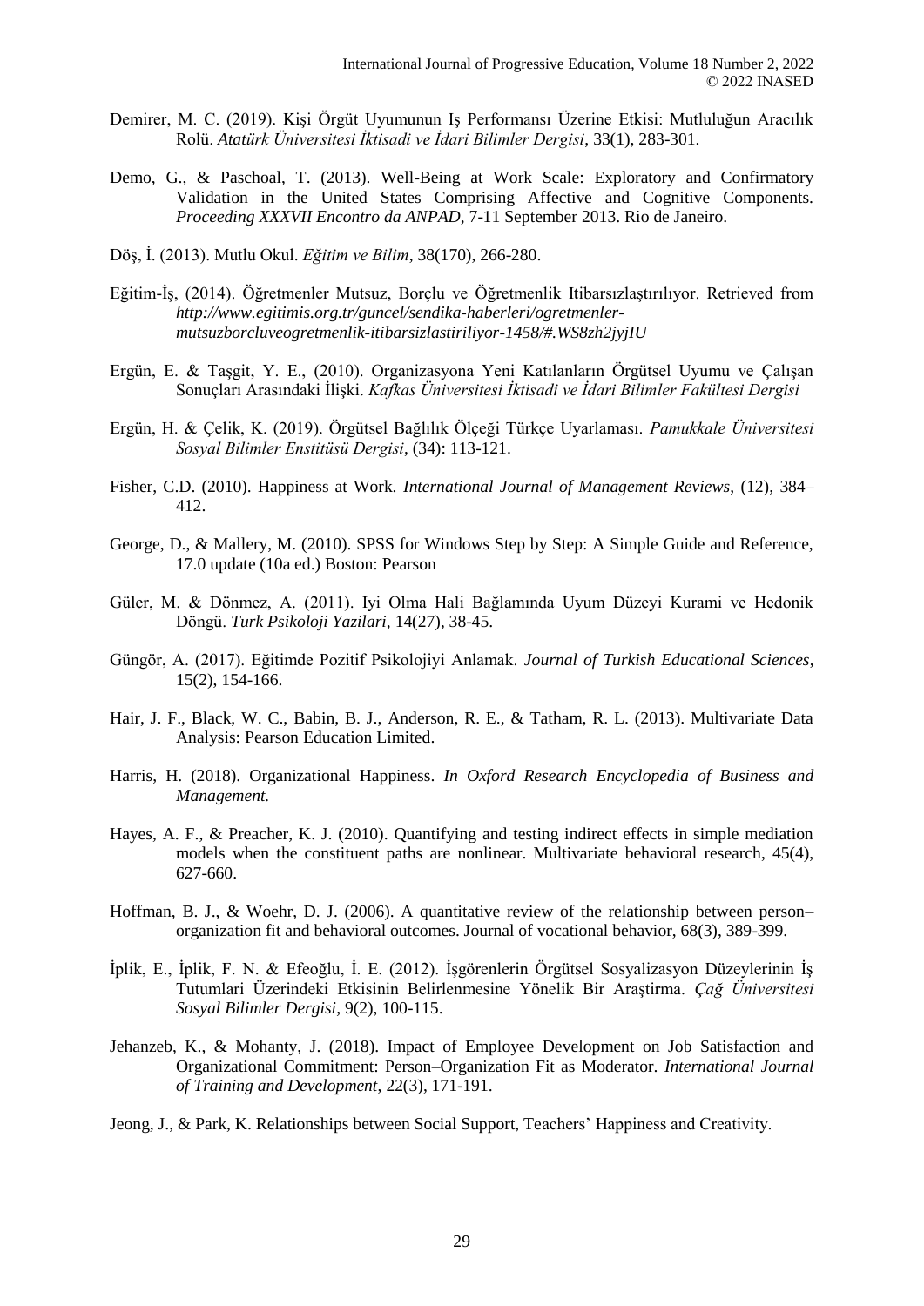Demirer, M. C. (2019). Kişi Örgüt Uyumunun Iş Performansı Üzerine Etkisi: Mutluluğun Aracılık Rolü. *Atatürk Üniversitesi İktisadi ve İdari Bilimler Dergisi*, 33(1), 283-301.

Demo, G., & Paschoal, T. (2013). Well-Being at Work Scale: Exploratory and Confirmatory Validation in the United States Comprising Affective and Cognitive Components. *Proceeding XXXVII Encontro da ANPAD*, 7-11 September 2013. Rio de Janeiro.

Döş, İ. (2013). Mutlu Okul. *Eğitim ve Bilim*, 38(170), 266-280.

Eğitim-İş, (2014). Öğretmenler Mutsuz, Borçlu ve Öğretmenlik Itibarsızlaştırılıyor. Retrieved from *http://www.egitimis.org.tr/guncel/sendika-haberleri/ogretmenler-mutsuzborcluveogretmenlik-itibarsizlastiriliyor-1458/#.WS8zh2jyjIU*

Ergün, E. & Taşgit, Y. E., (2010). Organizasyona Yeni Katılanların Örgütsel Uyumu ve Çalışan Sonuçları Arasındaki İlişki. *Kafkas Üniversitesi İktisadi ve İdari Bilimler Fakültesi Dergisi*

Ergün, H. & Çelik, K. (2019). Örgütsel Bağlılık Ölçeği Türkçe Uyarlaması. *Pamukkale Üniversitesi Sosyal Bilimler Enstitüsü Dergisi*, (34): 113-121.

Fisher, C.D. (2010). Happiness at Work. *International Journal of Management Reviews*, (12), 384–412.

George, D., & Mallery, M. (2010). SPSS for Windows Step by Step: A Simple Guide and Reference, 17.0 update (10a ed.) Boston: Pearson

Güler, M. & Dönmez, A. (2011). Iyi Olma Hali Bağlamında Uyum Düzeyi Kurami ve Hedonik Döngü. *Turk Psikoloji Yazilari*, 14(27), 38-45.

Güngör, A. (2017). Eğitimde Pozitif Psikolojiyi Anlamak. *Journal of Turkish Educational Sciences*, 15(2), 154-166.

Hair, J. F., Black, W. C., Babin, B. J., Anderson, R. E., & Tatham, R. L. (2013). Multivariate Data Analysis: Pearson Education Limited.

Harris, H. (2018). Organizational Happiness. *In Oxford Research Encyclopedia of Business and Management.*

Hayes, A. F., & Preacher, K. J. (2010). Quantifying and testing indirect effects in simple mediation models when the constituent paths are nonlinear. Multivariate behavioral research, 45(4), 627-660.

Hoffman, B. J., & Woehr, D. J. (2006). A quantitative review of the relationship between person–organization fit and behavioral outcomes. Journal of vocational behavior, 68(3), 389-399.

İplik, E., İplik, F. N. & Efeoğlu, İ. E. (2012). İşgörenlerin Örgütsel Sosyalizasyon Düzeylerinin İş Tutumlari Üzerindeki Etkisinin Belirlenmesine Yönelik Bir Araştirma. *Çağ Üniversitesi Sosyal Bilimler Dergisi*, 9(2), 100-115.

Jehanzeb, K., & Mohanty, J. (2018). Impact of Employee Development on Job Satisfaction and Organizational Commitment: Person–Organization Fit as Moderator. *International Journal of Training and Development*, 22(3), 171-191.

Jeong, J., & Park, K. Relationships between Social Support, Teachers' Happiness and Creativity.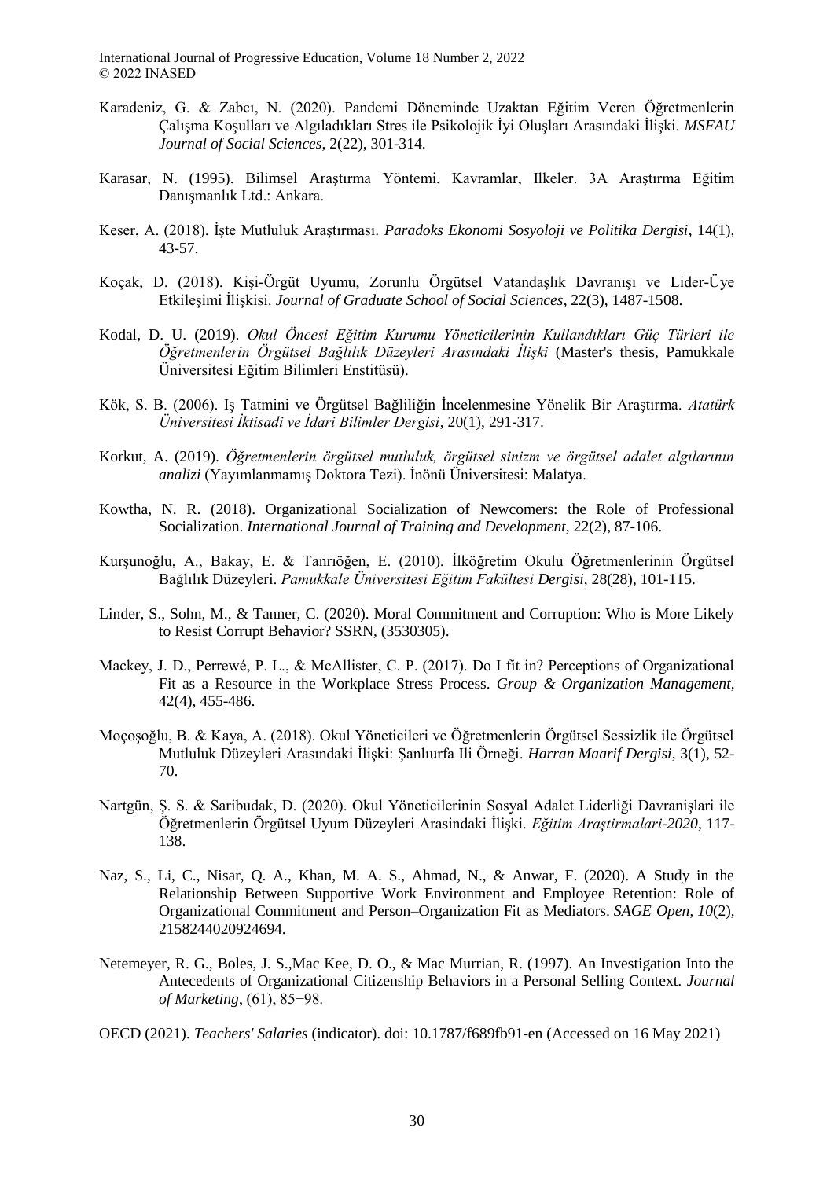Karadeniz, G. & Zabcı, N. (2020). Pandemi Döneminde Uzaktan Eğitim Veren Öğretmenlerin Çalışma Koşulları ve Algıladıkları Stres ile Psikolojik İyi Oluşları Arasındaki İlişki. *MSFAU Journal of Social Sciences*, 2(22), 301-314.

Karasar, N. (1995). Bilimsel Araştırma Yöntemi, Kavramlar, Ilkeler. 3A Araştırma Eğitim Danışmanlık Ltd.: Ankara.

Keser, A. (2018). İşte Mutluluk Araştırması. *Paradoks Ekonomi Sosyoloji ve Politika Dergisi*, 14(1), 43-57.

Koçak, D. (2018). Kişi-Örgüt Uyumu, Zorunlu Örgütsel Vatandaşlık Davranışı ve Lider-Üye Etkileşimi İlişkisi. *Journal of Graduate School of Social Sciences*, 22(3), 1487-1508.

Kodal, D. U. (2019). *Okul Öncesi Eğitim Kurumu Yöneticilerinin Kullandıkları Güç Türleri ile Öğretmenlerin Örgütsel Bağlılık Düzeyleri Arasındaki İlişki* (Master's thesis, Pamukkale Üniversitesi Eğitim Bilimleri Enstitüsü).

Kök, S. B. (2006). Iş Tatmini ve Örgütsel Bağliliğin İncelenmesine Yönelik Bir Araştırma. *Atatürk Üniversitesi İktisadi ve İdari Bilimler Dergisi*, 20(1), 291-317.

Korkut, A. (2019). *Öğretmenlerin örgütsel mutluluk, örgütsel sinizm ve örgütsel adalet algılarının analizi* (Yayımlanmamış Doktora Tezi). İnönü Üniversitesi: Malatya.

Kowtha, N. R. (2018). Organizational Socialization of Newcomers: the Role of Professional Socialization. *International Journal of Training and Development*, 22(2), 87-106.

Kurşunoğlu, A., Bakay, E. & Tanrıöğen, E. (2010). İlköğretim Okulu Öğretmenlerinin Örgütsel Bağlılık Düzeyleri. *Pamukkale Üniversitesi Eğitim Fakültesi Dergisi*, 28(28), 101-115.

Linder, S., Sohn, M., & Tanner, C. (2020). Moral Commitment and Corruption: Who is More Likely to Resist Corrupt Behavior? SSRN, (3530305).

Mackey, J. D., Perrewé, P. L., & McAllister, C. P. (2017). Do I fit in? Perceptions of Organizational Fit as a Resource in the Workplace Stress Process. *Group & Organization Management*, 42(4), 455-486.

Moçoşoğlu, B. & Kaya, A. (2018). Okul Yöneticileri ve Öğretmenlerin Örgütsel Sessizlik ile Örgütsel Mutluluk Düzeyleri Arasındaki İlişki: Şanlıurfa Ili Örneği. *Harran Maarif Dergisi*, 3(1), 52-70.

Nartgün, Ş. S. & Saribudak, D. (2020). Okul Yöneticilerinin Sosyal Adalet Liderliği Davranişlari ile Öğretmenlerin Örgütsel Uyum Düzeyleri Arasindaki İlişki. *Eğitim Araştirmalari-2020*, 117-138.

Naz, S., Li, C., Nisar, Q. A., Khan, M. A. S., Ahmad, N., & Anwar, F. (2020). A Study in the Relationship Between Supportive Work Environment and Employee Retention: Role of Organizational Commitment and Person–Organization Fit as Mediators. *SAGE Open*, *10*(2), 2158244020924694.

Netemeyer, R. G., Boles, J. S.,Mac Kee, D. O., & Mac Murrian, R. (1997). An Investigation Into the Antecedents of Organizational Citizenship Behaviors in a Personal Selling Context. *Journal of Marketing*, (61), 85−98.

OECD (2021). *Teachers' Salaries* (indicator). doi: 10.1787/f689fb91-en (Accessed on 16 May 2021)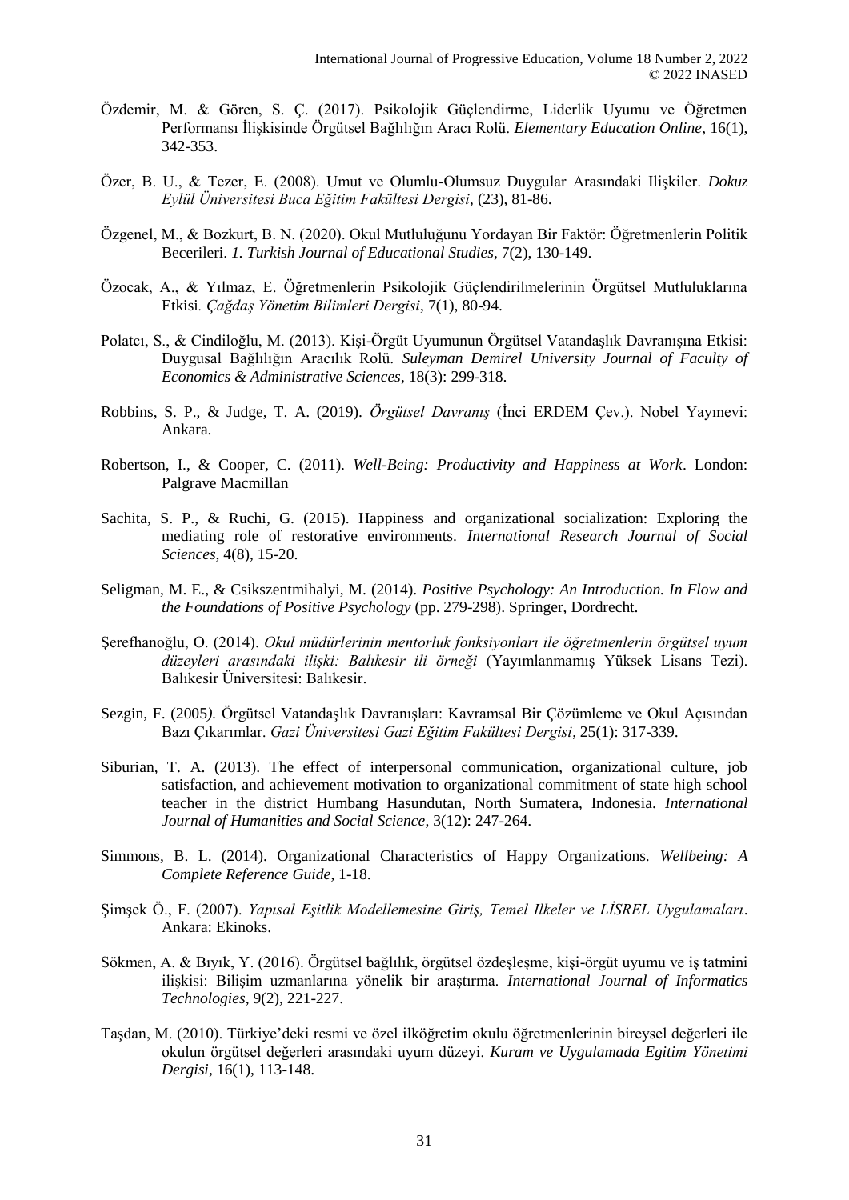Özdemir, M. & Gören, S. Ç. (2017). Psikolojik Güçlendirme, Liderlik Uyumu ve Öğretmen Performansı İlişkisinde Örgütsel Bağlılığın Aracı Rolü. *Elementary Education Online*, 16(1), 342-353.

Özer, B. U., & Tezer, E. (2008). Umut ve Olumlu-Olumsuz Duygular Arasındaki Ilişkiler. *Dokuz Eylül Üniversitesi Buca Eğitim Fakültesi Dergisi*, (23), 81-86.

Özgenel, M., & Bozkurt, B. N. (2020). Okul Mutluluğunu Yordayan Bir Faktör: Öğretmenlerin Politik Becerileri. *1. Turkish Journal of Educational Studies*, 7(2), 130-149.

Özocak, A., & Yılmaz, E. Öğretmenlerin Psikolojik Güçlendirilmelerinin Örgütsel Mutluluklarına Etkisi. *Çağdaş Yönetim Bilimleri Dergisi*, 7(1), 80-94.

Polatcı, S., & Cindiloğlu, M. (2013). Kişi-Örgüt Uyumunun Örgütsel Vatandaşlık Davranışına Etkisi: Duygusal Bağlılığın Aracılık Rolü. *Suleyman Demirel University Journal of Faculty of Economics & Administrative Sciences*, 18(3): 299-318.

Robbins, S. P., & Judge, T. A. (2019). *Örgütsel Davranış* (İnci ERDEM Çev.). Nobel Yayınevi: Ankara.

Robertson, I., & Cooper, C. (2011). *Well-Being: Productivity and Happiness at Work*. London: Palgrave Macmillan

Sachita, S. P., & Ruchi, G. (2015). Happiness and organizational socialization: Exploring the mediating role of restorative environments. *International Research Journal of Social Sciences*, 4(8), 15-20.

Seligman, M. E., & Csikszentmihalyi, M. (2014). *Positive Psychology: An Introduction. In Flow and the Foundations of Positive Psychology* (pp. 279-298). Springer, Dordrecht.

Şerefhanoğlu, O. (2014). *Okul müdürlerinin mentorluk fonksiyonları ile öğretmenlerin örgütsel uyum düzeyleri arasındaki ilişki: Balıkesir ili örneği* (Yayımlanmamış Yüksek Lisans Tezi). Balıkesir Üniversitesi: Balıkesir.

Sezgin, F. (2005). Örgütsel Vatandaşlık Davranışları: Kavramsal Bir Çözümleme ve Okul Açısından Bazı Çıkarımlar. *Gazi Üniversitesi Gazi Eğitim Fakültesi Dergisi*, 25(1): 317-339.

Siburian, T. A. (2013). The effect of interpersonal communication, organizational culture, job satisfaction, and achievement motivation to organizational commitment of state high school teacher in the district Humbang Hasundutan, North Sumatera, Indonesia. *International Journal of Humanities and Social Science*, 3(12): 247-264.

Simmons, B. L. (2014). Organizational Characteristics of Happy Organizations. *Wellbeing: A Complete Reference Guide*, 1-18.

Şimşek Ö., F. (2007). *Yapısal Eşitlik Modellemesine Giriş, Temel Ilkeler ve LİSREL Uygulamaları*. Ankara: Ekinoks.

Sökmen, A. & Bıyık, Y. (2016). Örgütsel bağlılık, örgütsel özdeşleşme, kişi-örgüt uyumu ve iş tatmini ilişkisi: Bilişim uzmanlarına yönelik bir araştırma. *International Journal of Informatics Technologies*, 9(2), 221-227.

Taşdan, M. (2010). Türkiye'deki resmi ve özel ilköğretim okulu öğretmenlerinin bireysel değerleri ile okulun örgütsel değerleri arasındaki uyum düzeyi. *Kuram ve Uygulamada Egitim Yönetimi Dergisi*, 16(1), 113-148.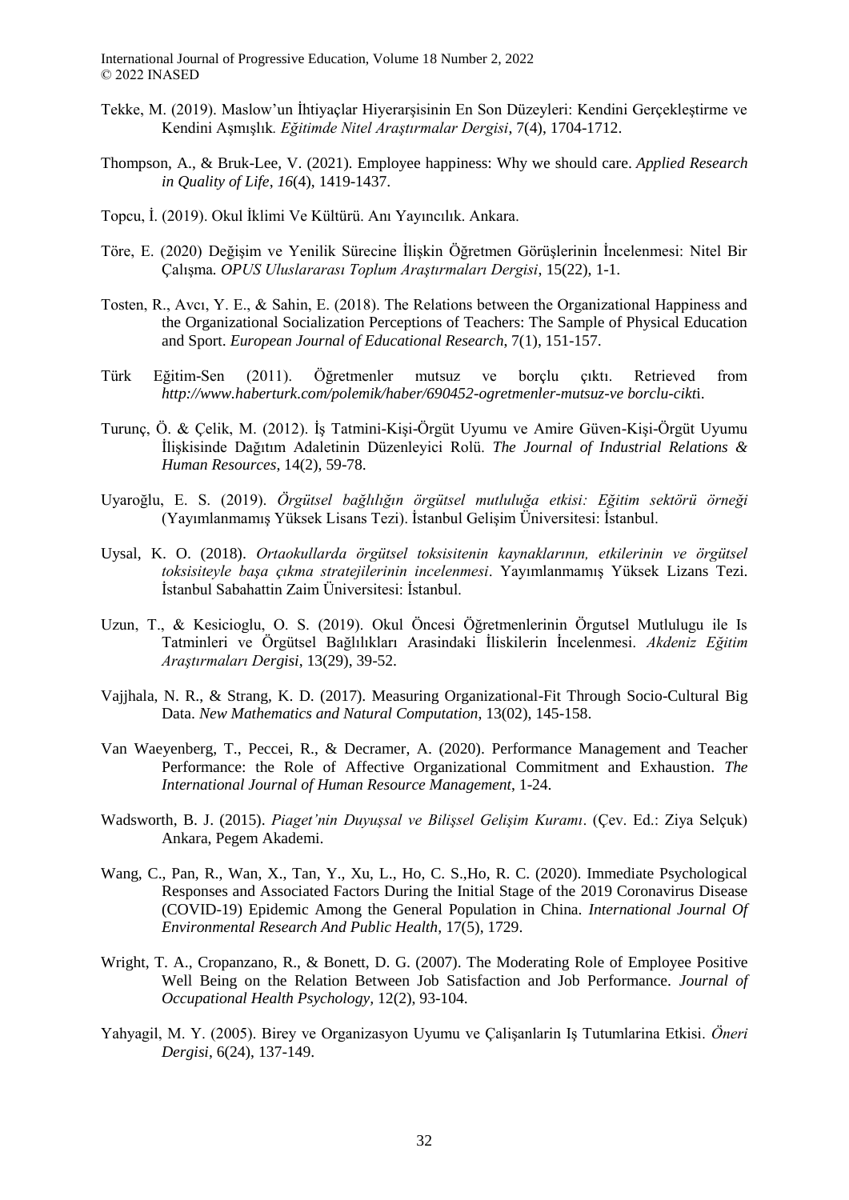Tekke, M. (2019). Maslow'un İhtiyaçlar Hiyerarşisinin En Son Düzeyleri: Kendini Gerçekleştirme ve Kendini Aşmışlık. *Eğitimde Nitel Araştırmalar Dergisi*, 7(4), 1704-1712.

Thompson, A., & Bruk-Lee, V. (2021). Employee happiness: Why we should care. *Applied Research in Quality of Life*, *16*(4), 1419-1437.

Topcu, İ. (2019). Okul İklimi Ve Kültürü. Anı Yayıncılık. Ankara.

Töre, E. (2020) Değişim ve Yenilik Sürecine İlişkin Öğretmen Görüşlerinin İncelenmesi: Nitel Bir Çalışma. *OPUS Uluslararası Toplum Araştırmaları Dergisi*, 15(22), 1-1.

Tosten, R., Avcı, Y. E., & Sahin, E. (2018). The Relations between the Organizational Happiness and the Organizational Socialization Perceptions of Teachers: The Sample of Physical Education and Sport. *European Journal of Educational Research*, 7(1), 151-157.

Türk Eğitim-Sen (2011). Öğretmenler mutsuz ve borçlu çıktı. Retrieved from *http://www.haberturk.com/polemik/haber/690452-ogretmenler-mutsuz-ve borclu-cikt*i.

Turunç, Ö. & Çelik, M. (2012). İş Tatmini-Kişi-Örgüt Uyumu ve Amire Güven-Kişi-Örgüt Uyumu İlişkisinde Dağıtım Adaletinin Düzenleyici Rolü. *The Journal of Industrial Relations & Human Resources*, 14(2), 59-78.

Uyaroğlu, E. S. (2019). *Örgütsel bağlılığın örgütsel mutluluğa etkisi: Eğitim sektörü örneği* (Yayımlanmamış Yüksek Lisans Tezi). İstanbul Gelişim Üniversitesi: İstanbul.

Uysal, K. O. (2018). *Ortaokullarda örgütsel toksisitenin kaynaklarının, etkilerinin ve örgütsel toksisiteyle başa çıkma stratejilerinin incelenmesi*. Yayımlanmamış Yüksek Lizans Tezi. İstanbul Sabahattin Zaim Üniversitesi: İstanbul.

Uzun, T., & Kesicioglu, O. S. (2019). Okul Öncesi Öğretmenlerinin Örgutsel Mutlulugu ile Is Tatminleri ve Örgütsel Bağlılıkları Arasindaki İliskilerin İncelenmesi. *Akdeniz Eğitim Araştırmaları Dergisi*, 13(29), 39-52.

Vajjhala, N. R., & Strang, K. D. (2017). Measuring Organizational-Fit Through Socio-Cultural Big Data. *New Mathematics and Natural Computation*, 13(02), 145-158.

Van Waeyenberg, T., Peccei, R., & Decramer, A. (2020). Performance Management and Teacher Performance: the Role of Affective Organizational Commitment and Exhaustion. *The International Journal of Human Resource Management*, 1-24.

Wadsworth, B. J. (2015). *Piaget'nin Duyuşsal ve Bilişsel Gelişim Kuramı*. (Çev. Ed.: Ziya Selçuk) Ankara, Pegem Akademi.

Wang, C., Pan, R., Wan, X., Tan, Y., Xu, L., Ho, C. S.,Ho, R. C. (2020). Immediate Psychological Responses and Associated Factors During the Initial Stage of the 2019 Coronavirus Disease (COVID-19) Epidemic Among the General Population in China. *International Journal Of Environmental Research And Public Health*, 17(5), 1729.

Wright, T. A., Cropanzano, R., & Bonett, D. G. (2007). The Moderating Role of Employee Positive Well Being on the Relation Between Job Satisfaction and Job Performance. *Journal of Occupational Health Psychology*, 12(2), 93-104.

Yahyagil, M. Y. (2005). Birey ve Organizasyon Uyumu ve Çalişanlarin Iş Tutumlarina Etkisi. *Öneri Dergisi*, 6(24), 137-149.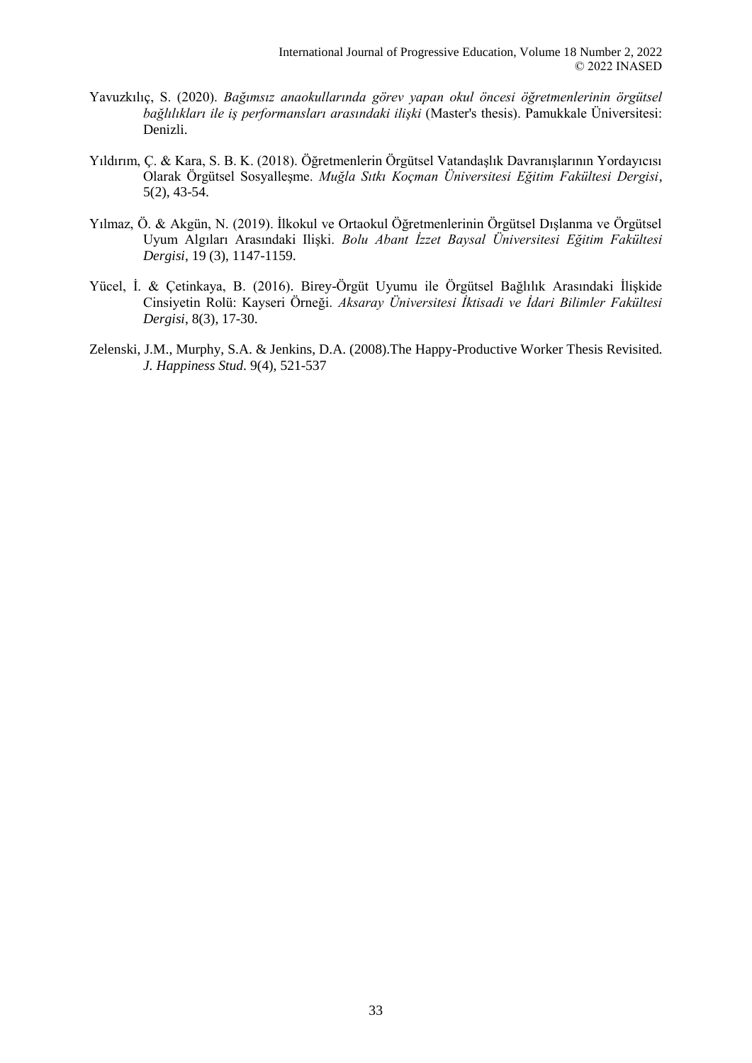Yavuzkılıç, S. (2020). *Bağımsız anaokullarında görev yapan okul öncesi öğretmenlerinin örgütsel bağlılıkları ile iş performansları arasındaki ilişki* (Master's thesis). Pamukkale Üniversitesi: Denizli.

Yıldırım, Ç. & Kara, S. B. K. (2018). Öğretmenlerin Örgütsel Vatandaşlık Davranışlarının Yordayıcısı Olarak Örgütsel Sosyalleşme. *Muğla Sıtkı Koçman Üniversitesi Eğitim Fakültesi Dergisi*, 5(2), 43-54.

Yılmaz, Ö. & Akgün, N. (2019). İlkokul ve Ortaokul Öğretmenlerinin Örgütsel Dışlanma ve Örgütsel Uyum Algıları Arasındaki Ilişki. *Bolu Abant İzzet Baysal Üniversitesi Eğitim Fakültesi Dergisi*, 19 (3), 1147-1159.

Yücel, İ. & Çetinkaya, B. (2016). Birey-Örgüt Uyumu ile Örgütsel Bağlılık Arasındaki İlişkide Cinsiyetin Rolü: Kayseri Örneği. *Aksaray Üniversitesi İktisadi ve İdari Bilimler Fakültesi Dergisi*, 8(3), 17-30.

Zelenski, J.M., Murphy, S.A. & Jenkins, D.A. (2008).The Happy-Productive Worker Thesis Revisited. *J. Happiness Stud*. 9(4), 521-537